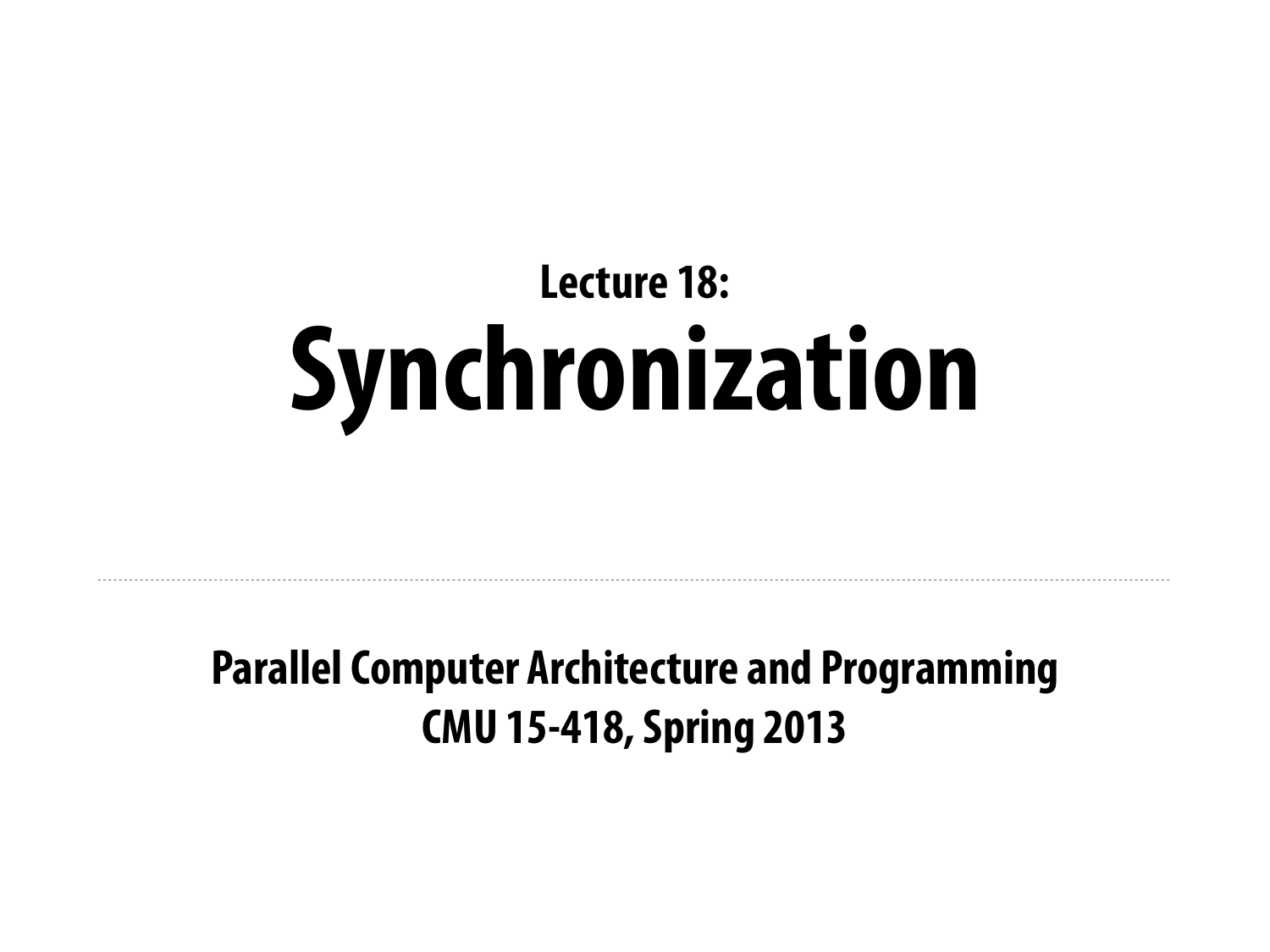### Lecture 18:

# Synchronization

---

**Parallel Computer Architecture and Programming**
**CMU 15-418, Spring 2013**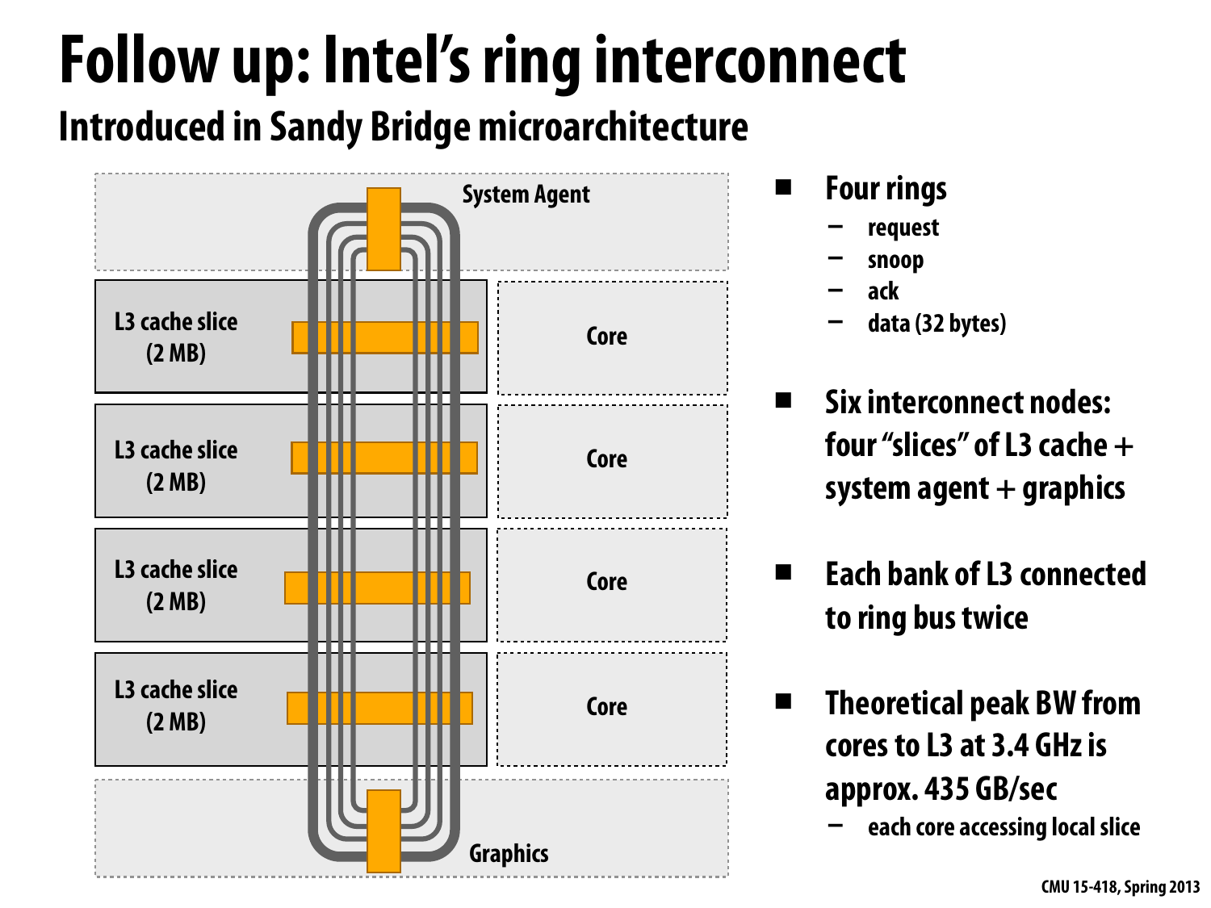# Follow up: Intel's ring interconnect

## Introduced in Sandy Bridge microarchitecture

System Agent

| | |
|---|---|
| L3 cache slice (2 MB) | Core |
| L3 cache slice (2 MB) | Core |
| L3 cache slice (2 MB) | Core |
| L3 cache slice (2 MB) | Core |

Graphics

- **Four rings**
  - request
  - snoop
  - ack
  - data (32 bytes)
- **Six interconnect nodes: four "slices" of L3 cache + system agent + graphics**
- **Each bank of L3 connected to ring bus twice**
- **Theoretical peak BW from cores to L3 at 3.4 GHz is approx. 435 GB/sec**
  - each core accessing local slice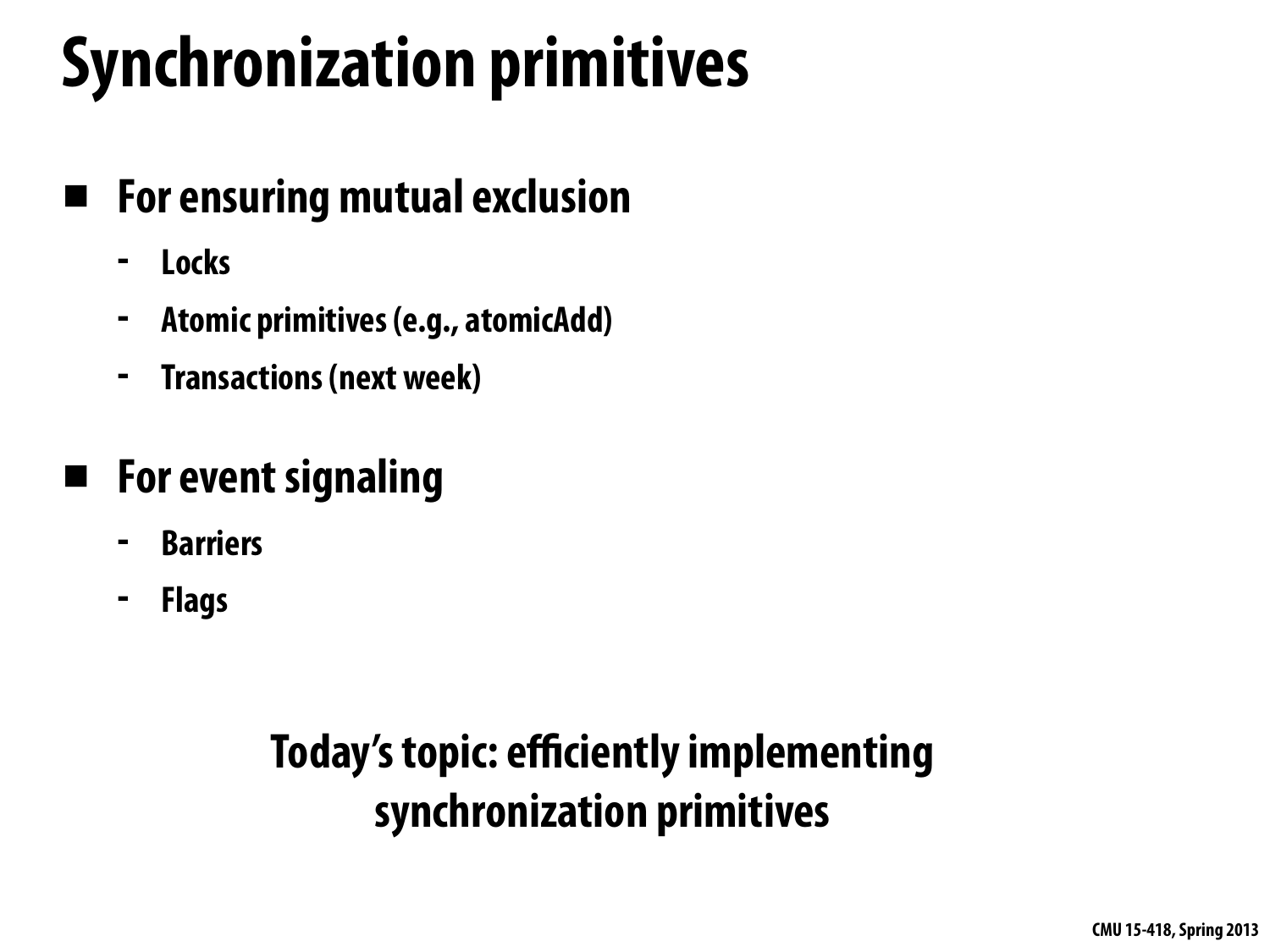# Synchronization primitives

- **For ensuring mutual exclusion**
  - Locks
  - Atomic primitives (e.g., atomicAdd)
  - Transactions (next week)

- **For event signaling**
  - Barriers
  - Flags

**Today's topic: efficiently implementing synchronization primitives**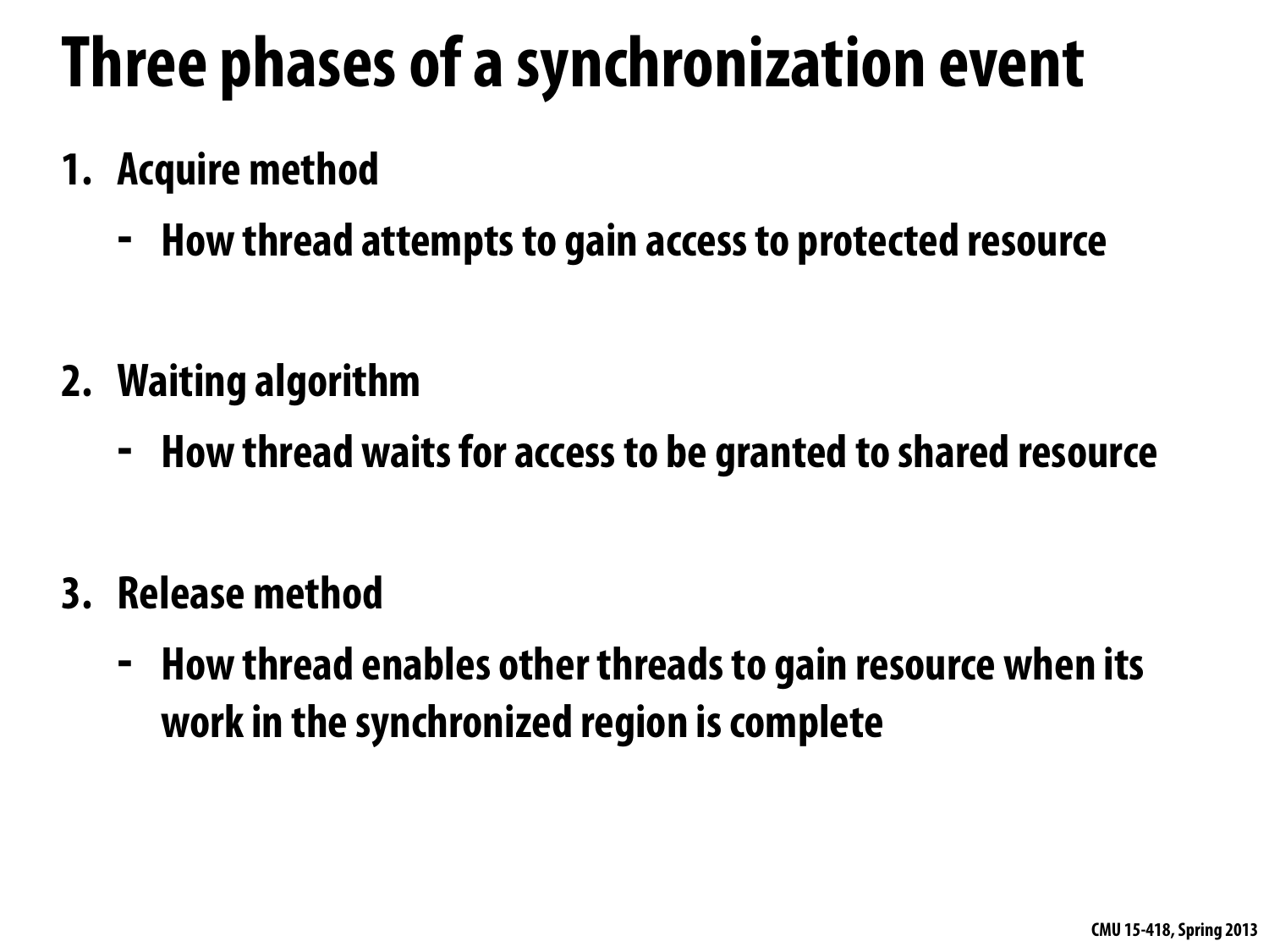# Three phases of a synchronization event

1. **Acquire method**
   - How thread attempts to gain access to protected resource

2. **Waiting algorithm**
   - How thread waits for access to be granted to shared resource

3. **Release method**
   - How thread enables other threads to gain resource when its work in the synchronized region is complete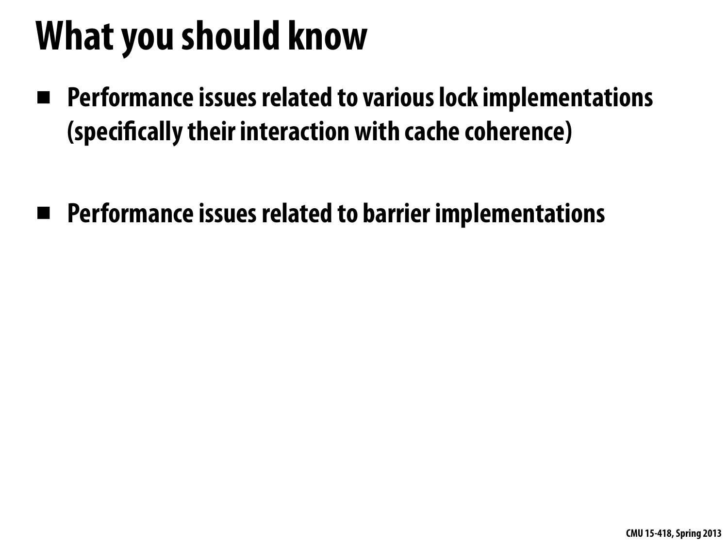# What you should know

- Performance issues related to various lock implementations (specifically their interaction with cache coherence)

- Performance issues related to barrier implementations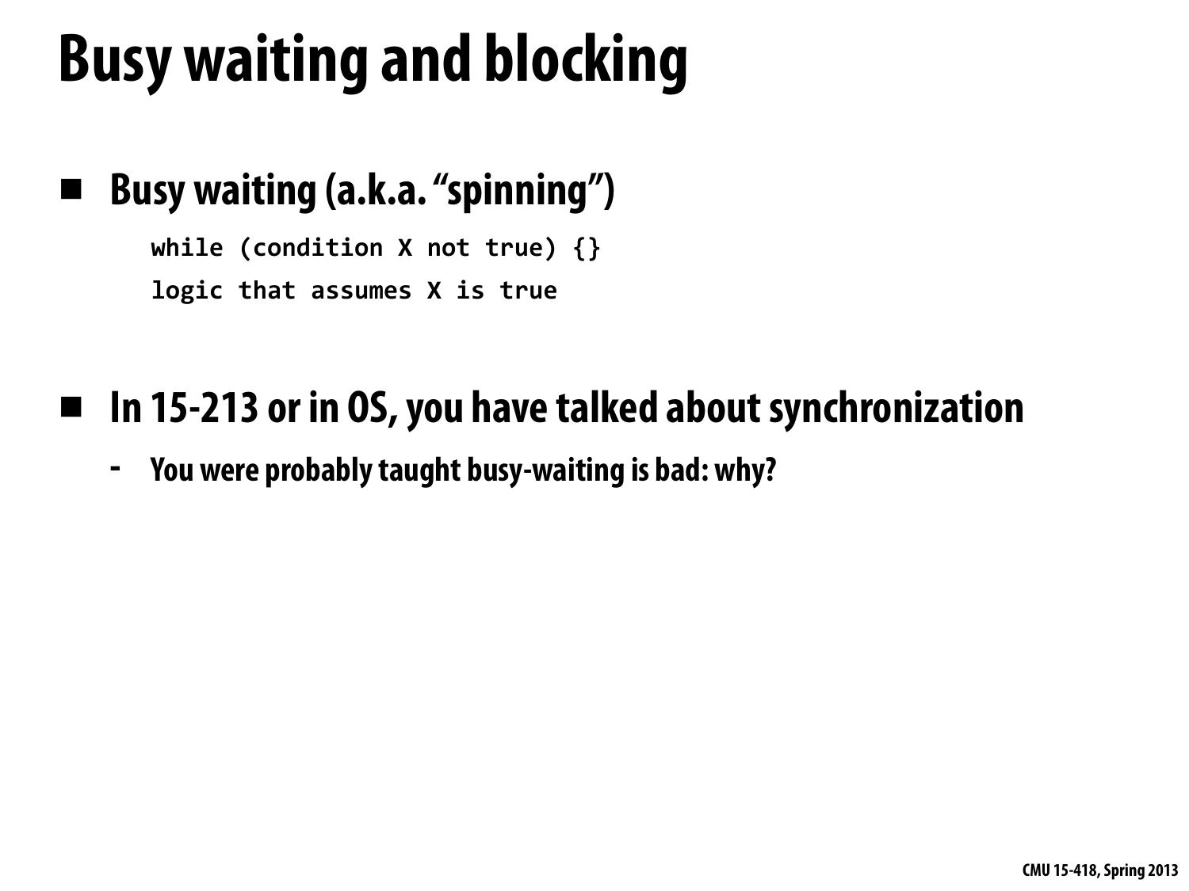# Busy waiting and blocking

- **Busy waiting (a.k.a. "spinning")**

```
while (condition X not true) {}
logic that assumes X is true
```

- **In 15-213 or in OS, you have talked about synchronization**
  - **You were probably taught busy-waiting is bad: why?**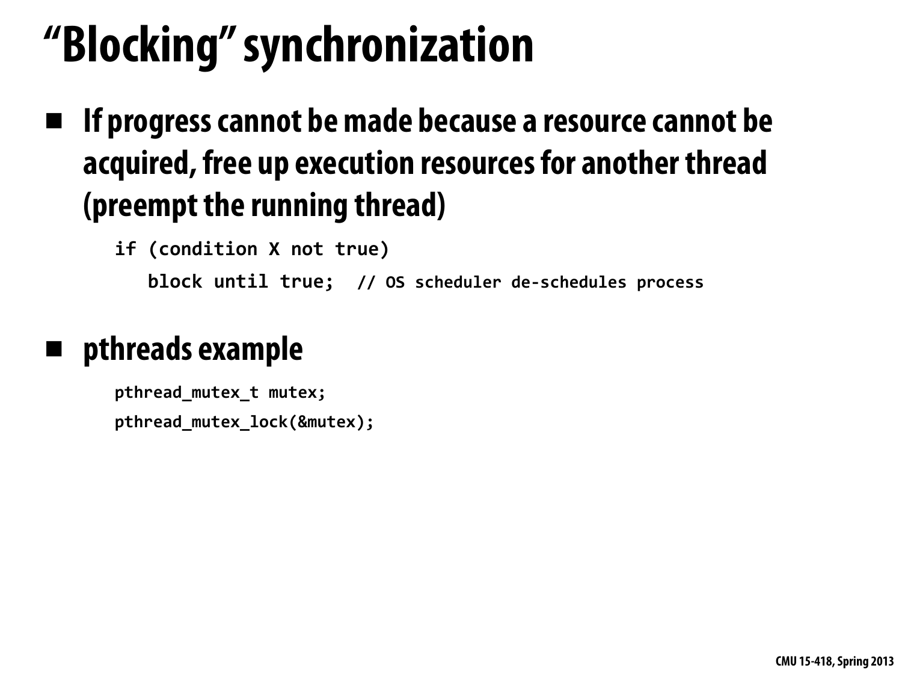# "Blocking" synchronization

- **If progress cannot be made because a resource cannot be acquired, free up execution resources for another thread (preempt the running thread)**

```
if (condition X not true)
   block until true;  // OS scheduler de-schedules process
```

- **pthreads example**

```
pthread_mutex_t mutex;
pthread_mutex_lock(&mutex);
```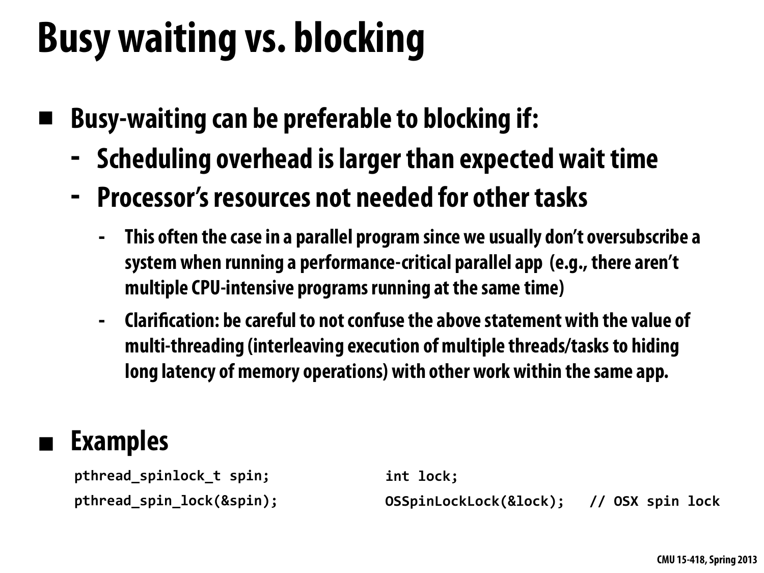# Busy waiting vs. blocking

- **Busy-waiting can be preferable to blocking if:**
  - **Scheduling overhead is larger than expected wait time**
  - **Processor's resources not needed for other tasks**
    - This often the case in a parallel program since we usually don't oversubscribe a system when running a performance-critical parallel app (e.g., there aren't multiple CPU-intensive programs running at the same time)
    - Clarification: be careful to not confuse the above statement with the value of multi-threading (interleaving execution of multiple threads/tasks to hiding long latency of memory operations) with other work within the same app.

- **Examples**

```
pthread_spinlock_t spin;
pthread_spin_lock(&spin);
```

```
int lock;
OSSpinLockLock(&lock);   // OSX spin lock
```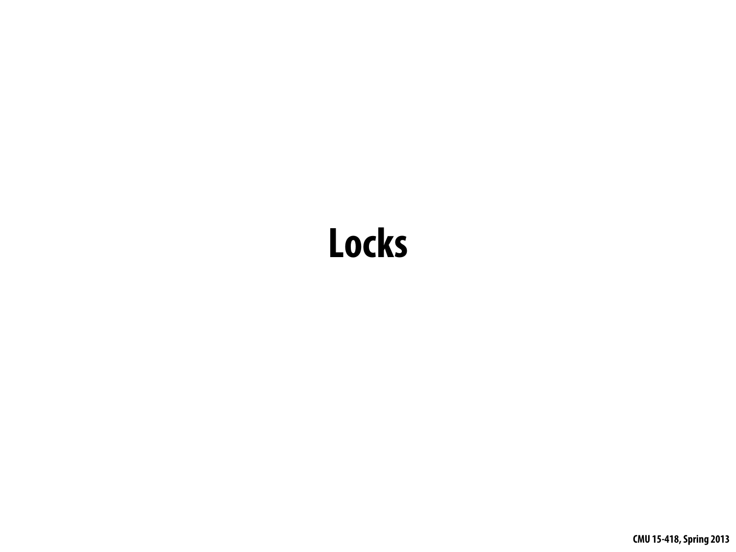# Locks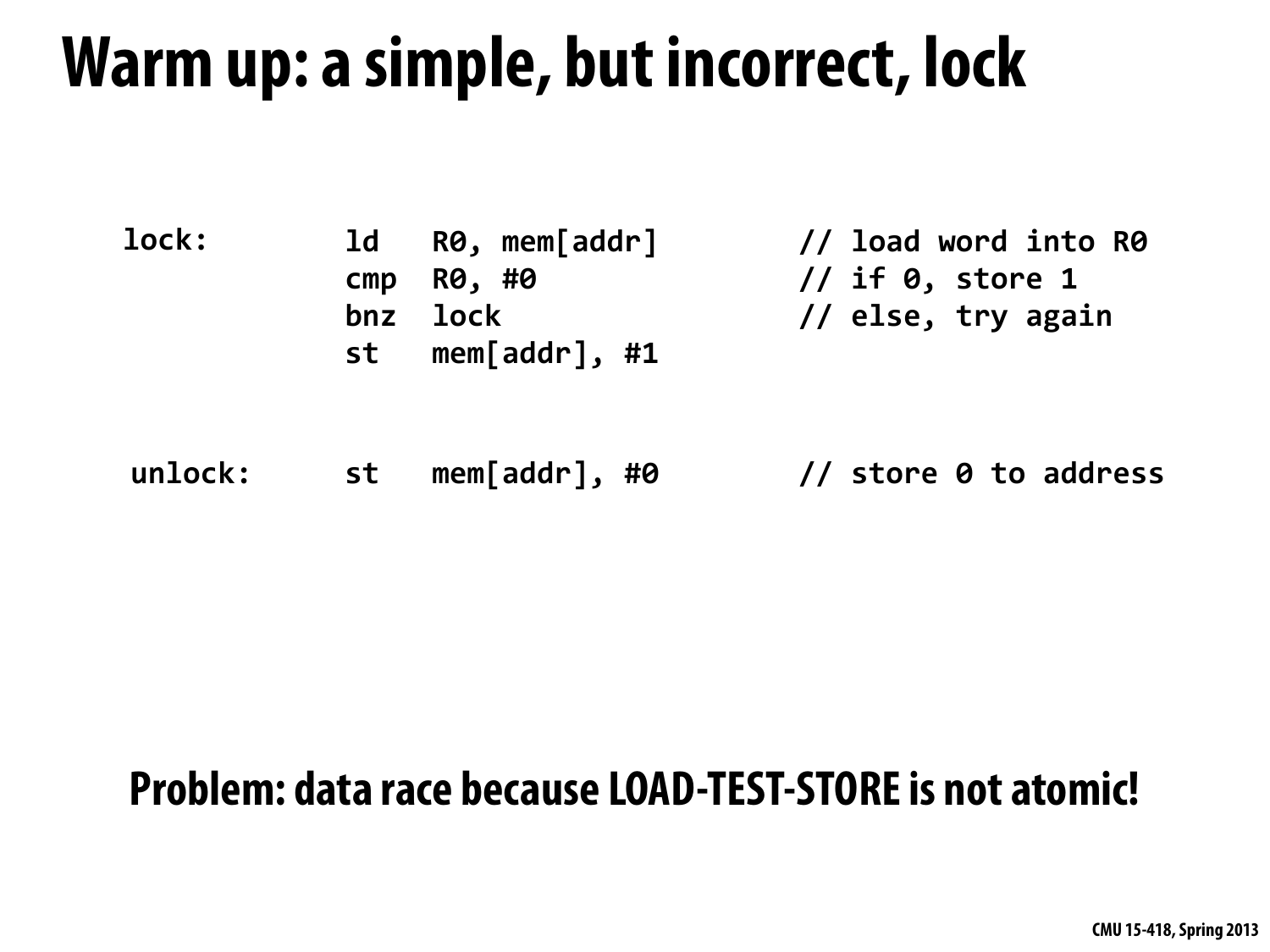# Warm up: a simple, but incorrect, lock

```
lock:      ld   R0, mem[addr]      // load word into R0
           cmp  R0, #0             // if 0, store 1
           bnz  lock               // else, try again
           st   mem[addr], #1


unlock:    st   mem[addr], #0      // store 0 to address
```

**Problem: data race because LOAD-TEST-STORE is not atomic!**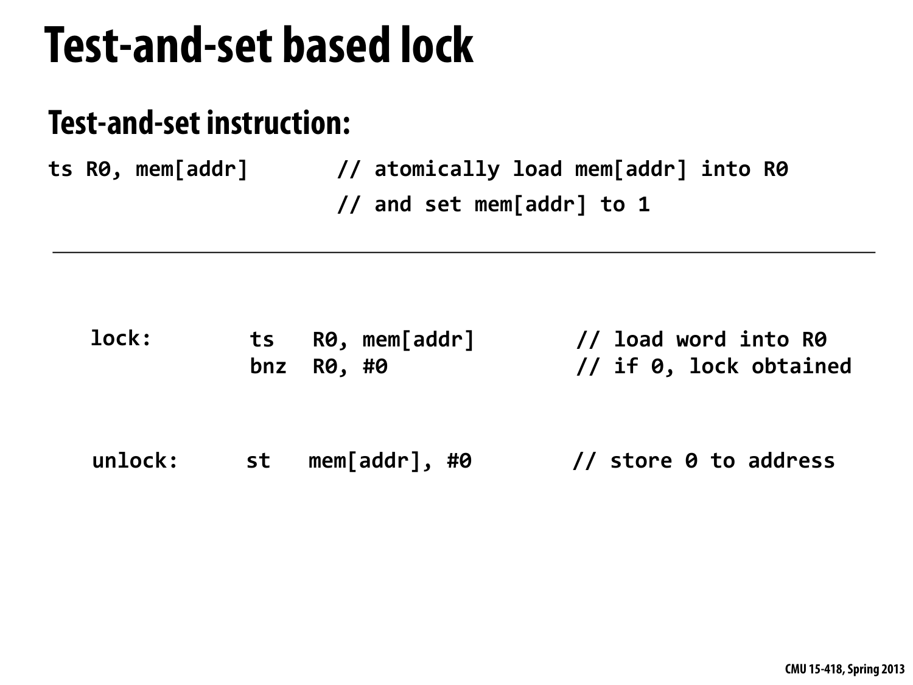# Test-and-set based lock

## Test-and-set instruction:

```
ts R0, mem[addr]       // atomically load mem[addr] into R0
                       // and set mem[addr] to 1
```

---

```
lock:      ts   R0, mem[addr]       // load word into R0
           bnz  R0, #0              // if 0, lock obtained


unlock:    st   mem[addr], #0       // store 0 to address
```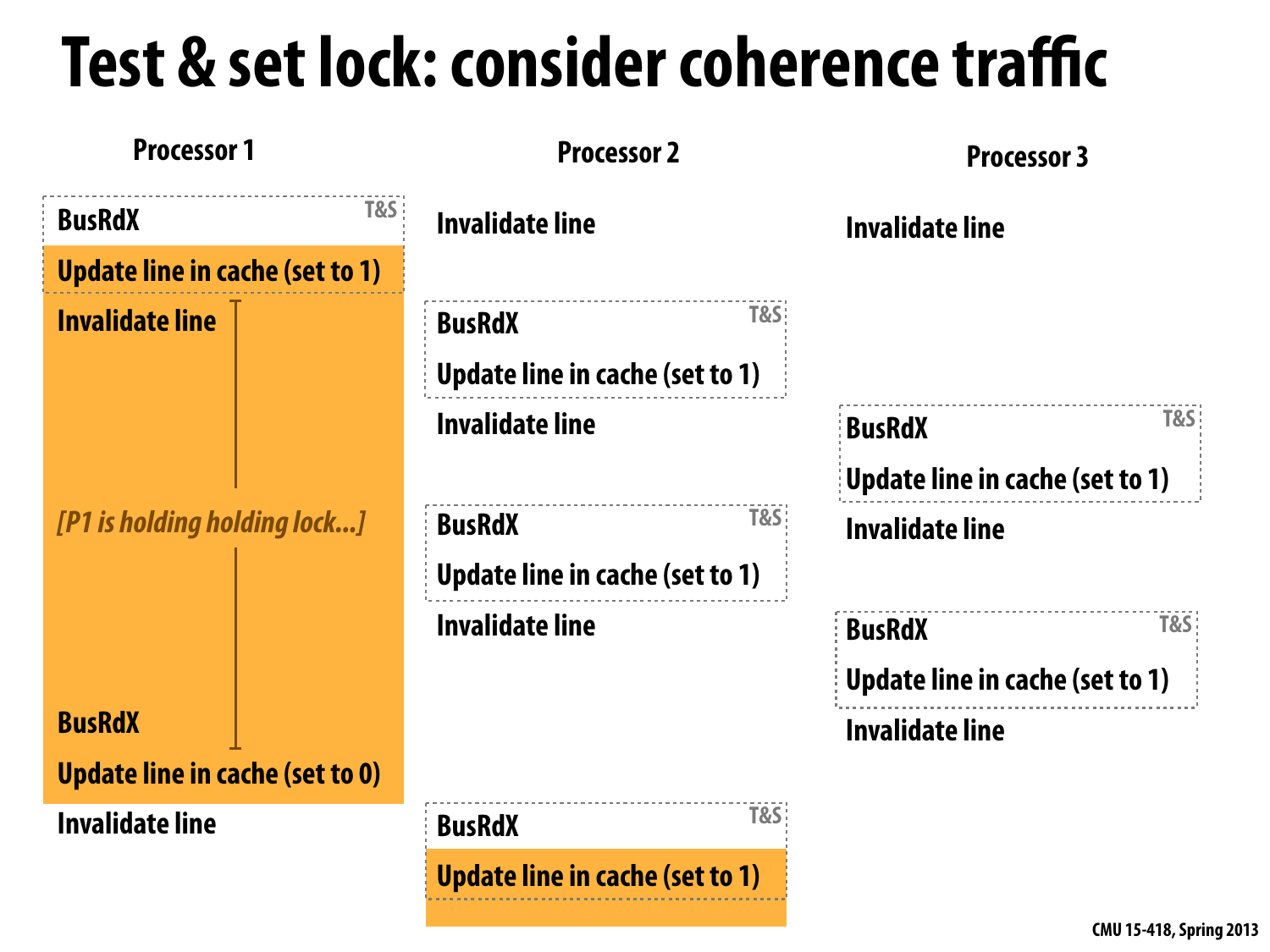# Test & set lock: consider coherence traffic

| Processor 1 | Processor 2 | Processor 3 |
| --- | --- | --- |
| BusRdX (T&S) | Invalidate line | Invalidate line |
| Update line in cache (set to 1) | | |
| Invalidate line | BusRdX (T&S) | |
| | Update line in cache (set to 1) | |
| | Invalidate line | BusRdX (T&S) |
| | | Update line in cache (set to 1) |
| *[P1 is holding holding lock...]* | BusRdX (T&S) | Invalidate line |
| | Update line in cache (set to 1) | |
| | Invalidate line | BusRdX (T&S) |
| | | Update line in cache (set to 1) |
| BusRdX | | Invalidate line |
| Update line in cache (set to 0) | | |
| Invalidate line | BusRdX (T&S) | |
| | Update line in cache (set to 1) | |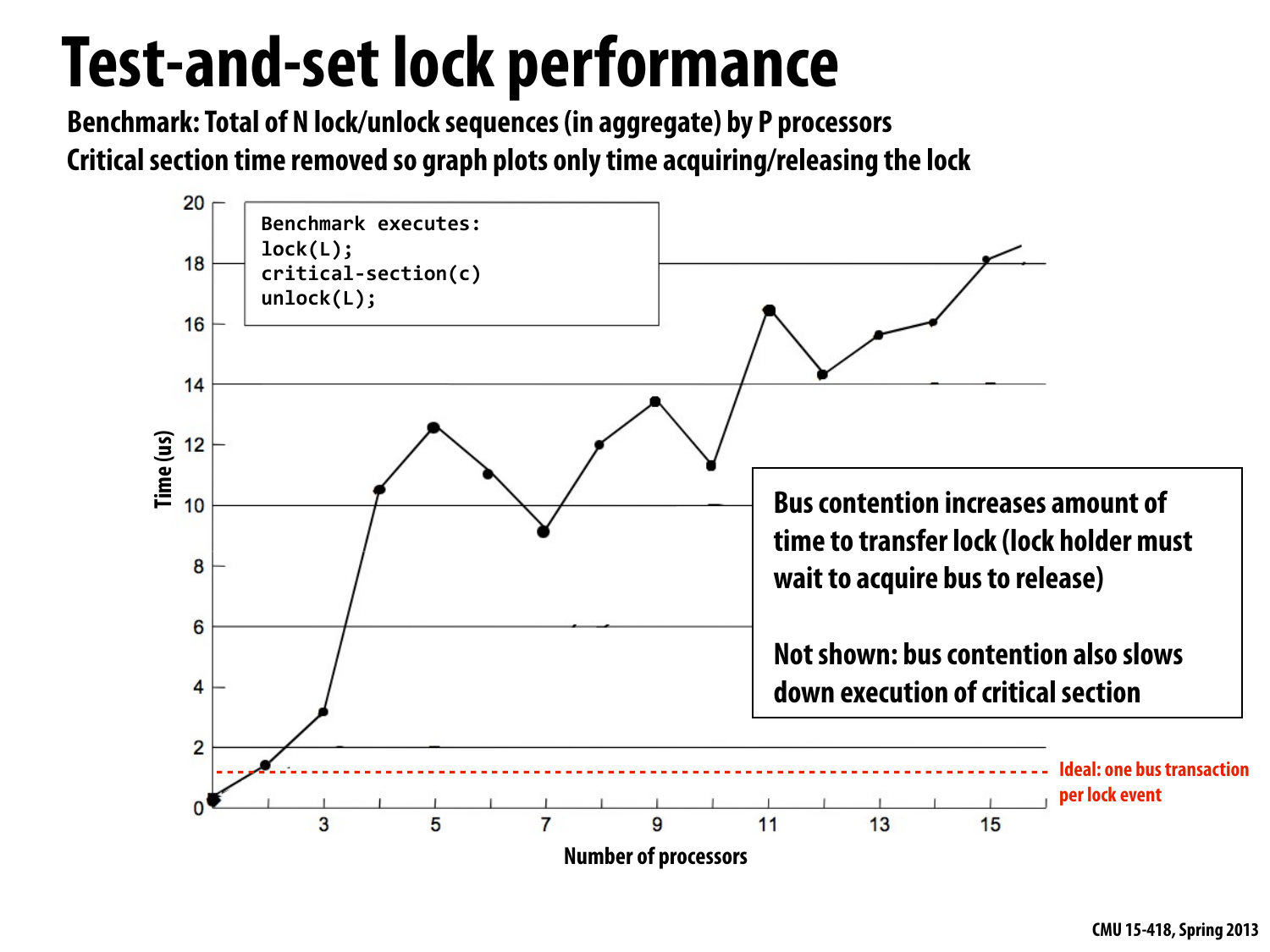# Test-and-set lock performance

**Benchmark: Total of N lock/unlock sequences (in aggregate) by P processors**

**Critical section time removed so graph plots only time acquiring/releasing the lock**

```
Benchmark executes:
lock(L);
critical-section(c)
unlock(L);
```

Time (us)

Number of processors

**Bus contention increases amount of time to transfer lock (lock holder must wait to acquire bus to release)**

**Not shown: bus contention also slows down execution of critical section**

Ideal: one bus transaction per lock event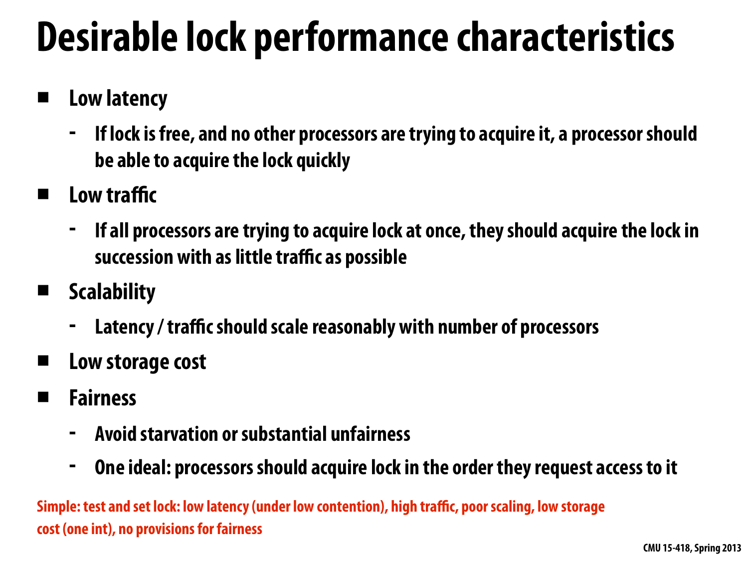# Desirable lock performance characteristics

- **Low latency**
  - If lock is free, and no other processors are trying to acquire it, a processor should be able to acquire the lock quickly
- **Low traffic**
  - If all processors are trying to acquire lock at once, they should acquire the lock in succession with as little traffic as possible
- **Scalability**
  - Latency / traffic should scale reasonably with number of processors
- **Low storage cost**
- **Fairness**
  - Avoid starvation or substantial unfairness
  - One ideal: processors should acquire lock in the order they request access to it

Simple: test and set lock: low latency (under low contention), high traffic, poor scaling, low storage cost (one int), no provisions for fairness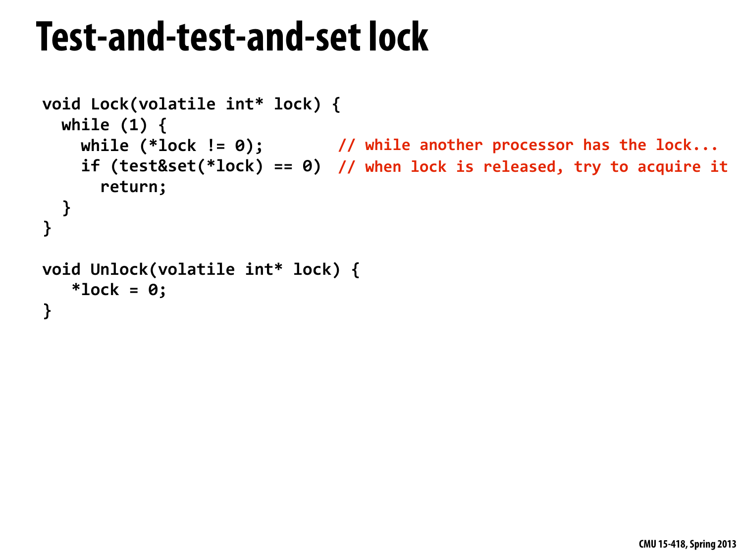# Test-and-test-and-set lock

```
void Lock(volatile int* lock) {
  while (1) {
    while (*lock != 0);        // while another processor has the lock...
    if (test&set(*lock) == 0)  // when lock is released, try to acquire it
      return;
  }
}

void Unlock(volatile int* lock) {
   *lock = 0;
}
```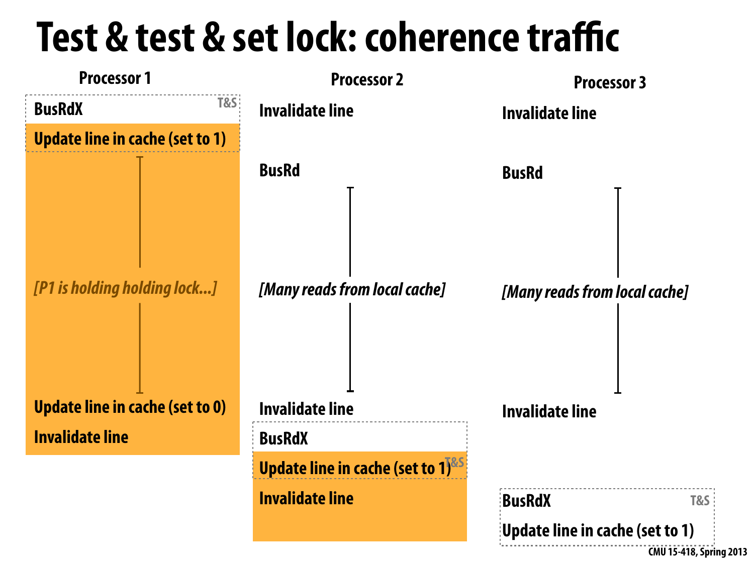# Test & test & set lock: coherence traffic

| Processor 1 | Processor 2 | Processor 3 |
|---|---|---|
| BusRdX (T&S) | Invalidate line | Invalidate line |
| Update line in cache (set to 1) | | |
| | BusRd | BusRd |
| *[P1 is holding holding lock...]* | *[Many reads from local cache]* | *[Many reads from local cache]* |
| Update line in cache (set to 0) | Invalidate line | Invalidate line |
| Invalidate line | BusRdX (T&S) | |
| | Update line in cache (set to 1) | |
| | Invalidate line | |
| | | BusRdX (T&S) |
| | | Update line in cache (set to 1) |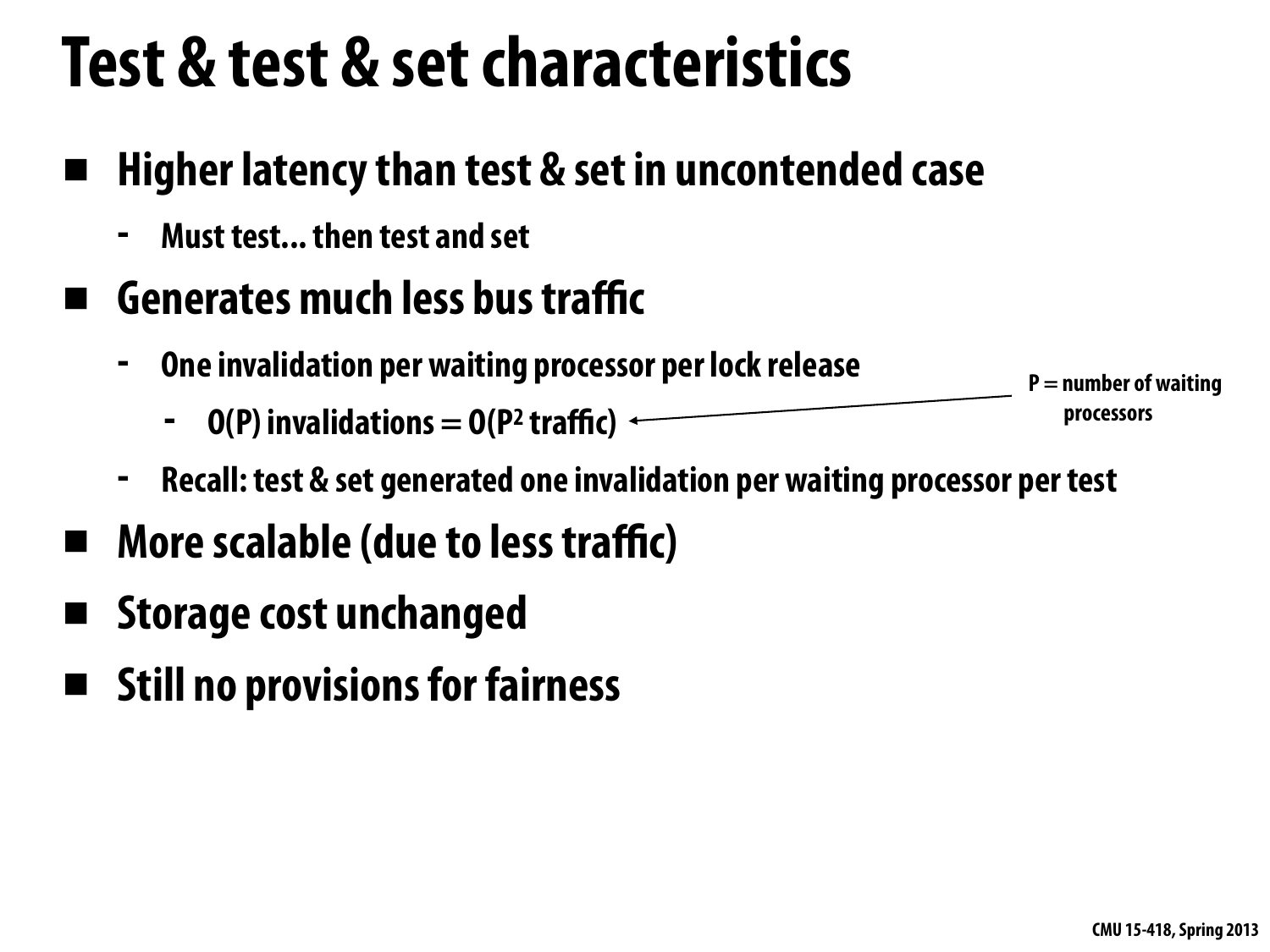# Test & test & set characteristics

- **Higher latency than test & set in uncontended case**
  - Must test... then test and set
- **Generates much less bus traffic**
  - One invalidation per waiting processor per lock release
    - O(P) invalidations = O($P^2$ traffic) ← P = number of waiting processors
  - Recall: test & set generated one invalidation per waiting processor per test
- **More scalable (due to less traffic)**
- **Storage cost unchanged**
- **Still no provisions for fairness**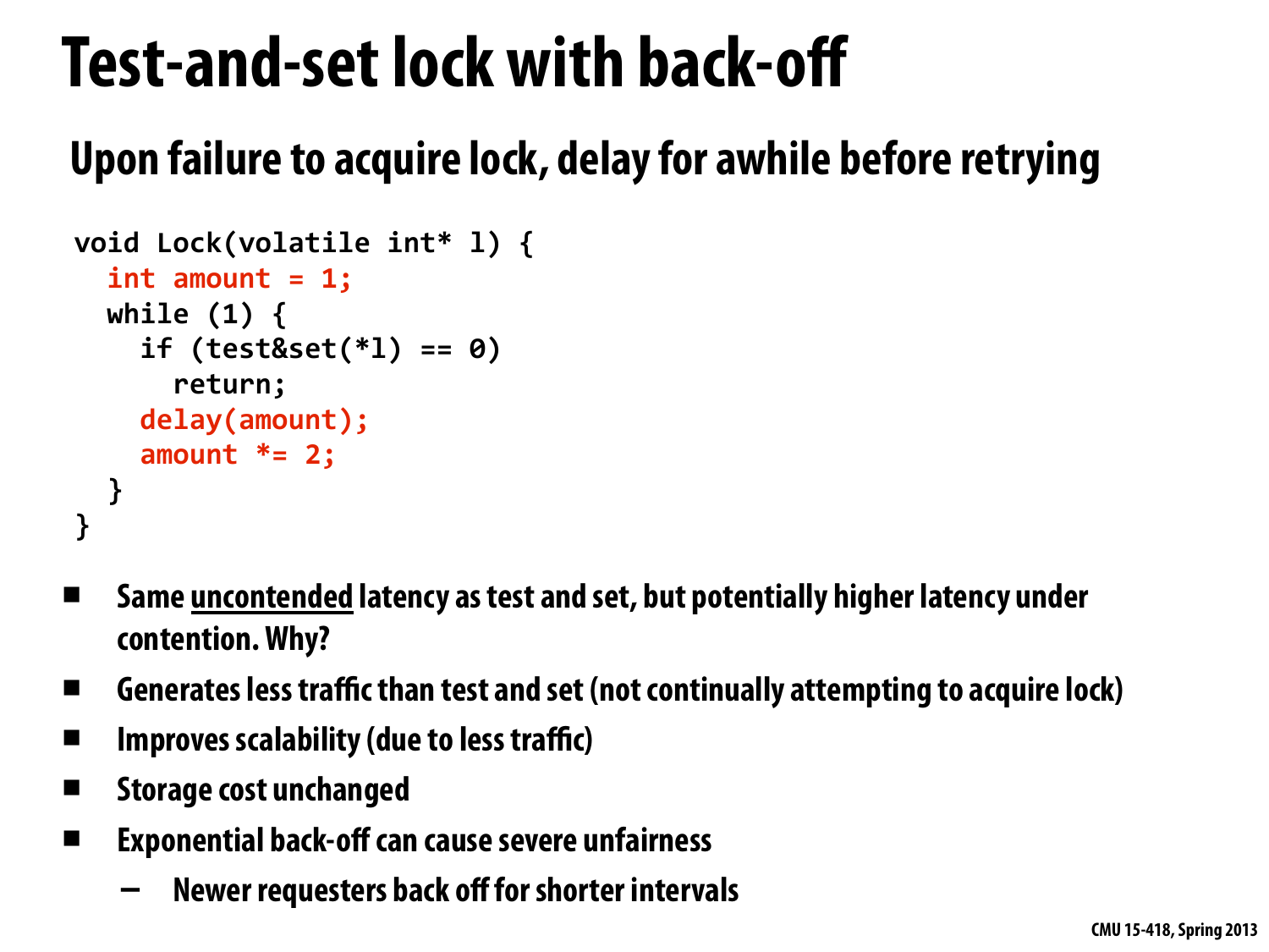# Test-and-set lock with back-off

## Upon failure to acquire lock, delay for awhile before retrying

```
void Lock(volatile int* l) {
  int amount = 1;
  while (1) {
    if (test&set(*l) == 0)
      return;
    delay(amount);
    amount *= 2;
  }
}
```

- Same <u>uncontended</u> latency as test and set, but potentially higher latency under contention. Why?
- Generates less traffic than test and set (not continually attempting to acquire lock)
- Improves scalability (due to less traffic)
- Storage cost unchanged
- Exponential back-off can cause severe unfairness
  - Newer requesters back off for shorter intervals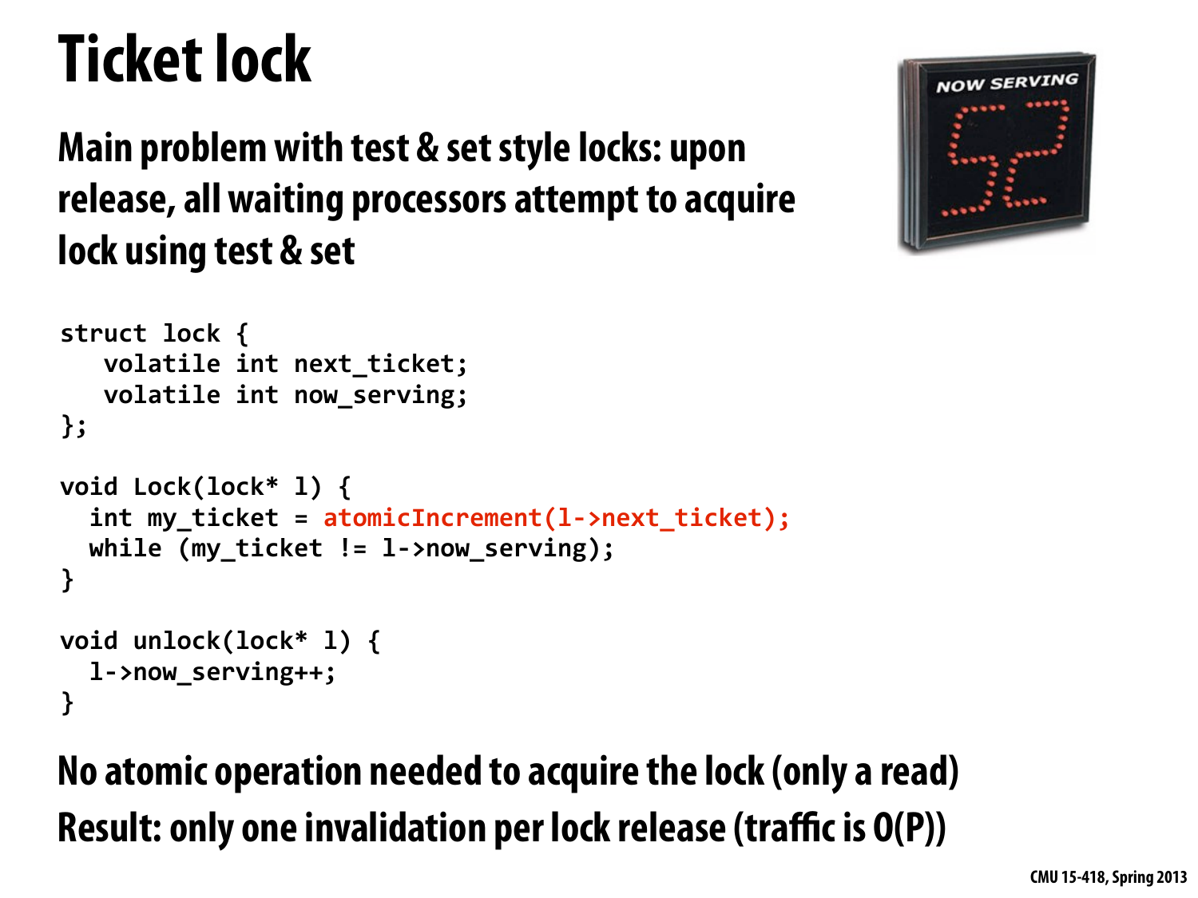# Ticket lock

**Main problem with test & set style locks: upon release, all waiting processors attempt to acquire lock using test & set**

```
struct lock {
   volatile int next_ticket;
   volatile int now_serving;
};

void Lock(lock* l) {
  int my_ticket = atomicIncrement(l->next_ticket);
  while (my_ticket != l->now_serving);
}

void unlock(lock* l) {
  l->now_serving++;
}
```

**No atomic operation needed to acquire the lock (only a read)**

**Result: only one invalidation per lock release (traffic is O(P))**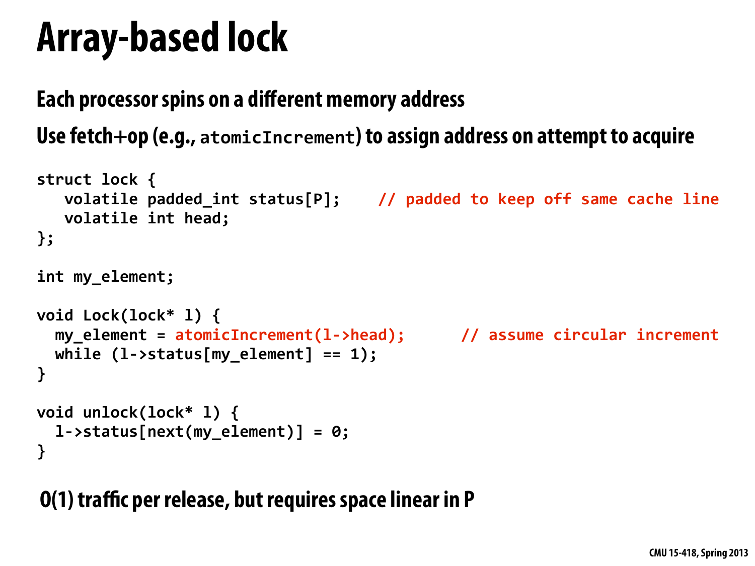# Array-based lock

**Each processor spins on a different memory address**

**Use fetch+op (e.g., `atomicIncrement`) to assign address on attempt to acquire**

```
struct lock {
   volatile padded_int status[P];    // padded to keep off same cache line
   volatile int head;
};

int my_element;

void Lock(lock* l) {
  my_element = atomicIncrement(l->head);      // assume circular increment
  while (l->status[my_element] == 1);
}

void unlock(lock* l) {
  l->status[next(my_element)] = 0;
}
```

**O(1) traffic per release, but requires space linear in P**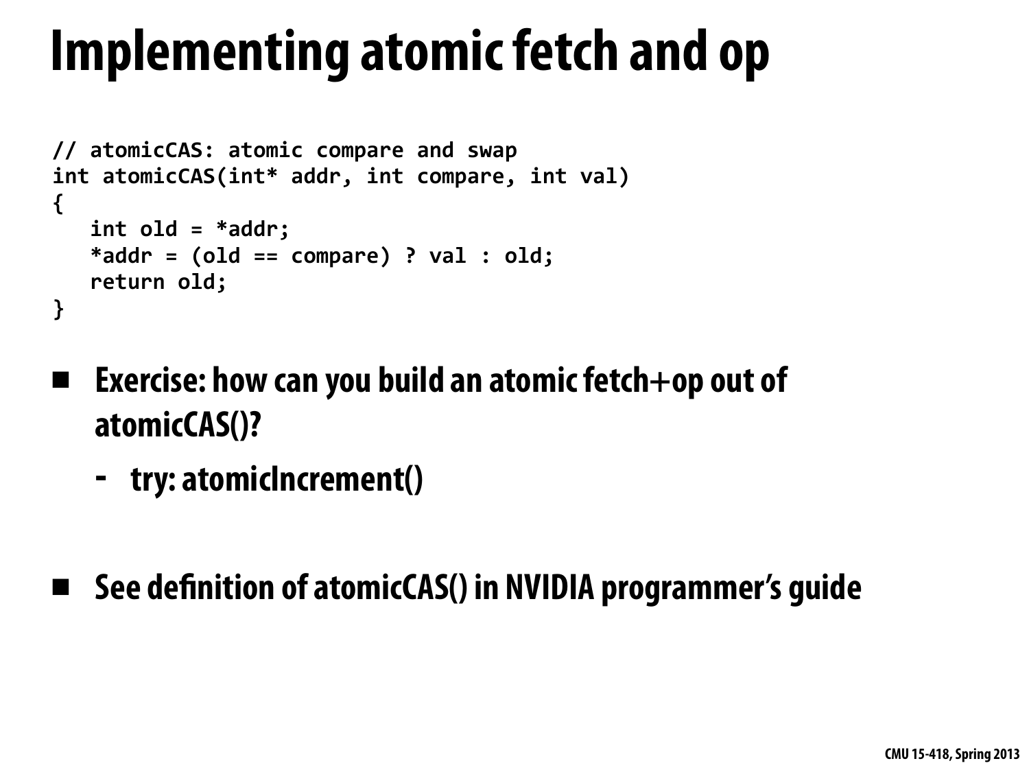# Implementing atomic fetch and op

```
// atomicCAS: atomic compare and swap
int atomicCAS(int* addr, int compare, int val)
{
   int old = *addr;
   *addr = (old == compare) ? val : old;
   return old;
}
```

- **Exercise: how can you build an atomic fetch+op out of atomicCAS()?**
  - **try: atomicIncrement()**

- **See definition of atomicCAS() in NVIDIA programmer's guide**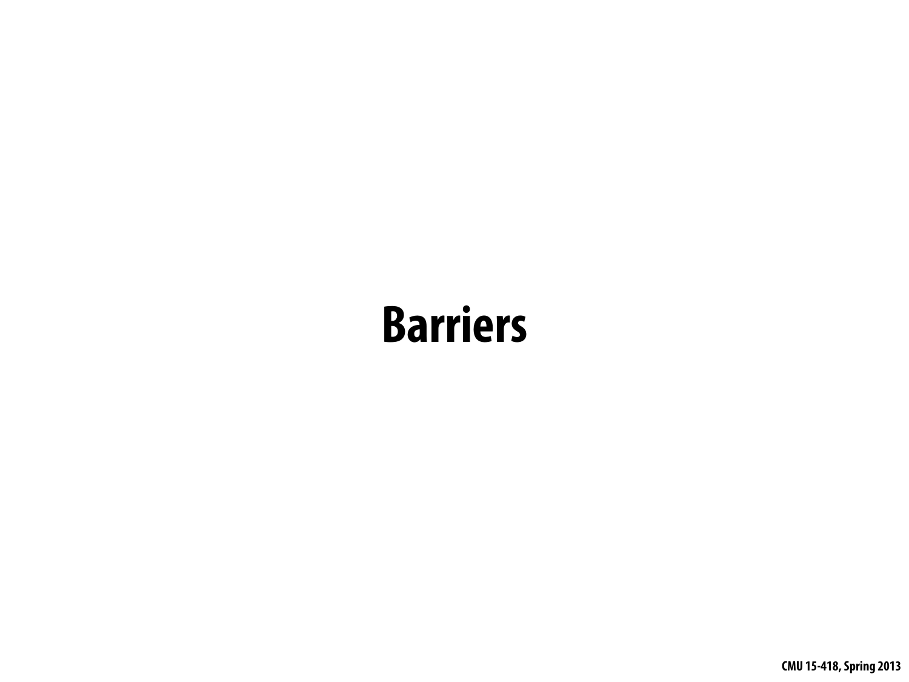# Barriers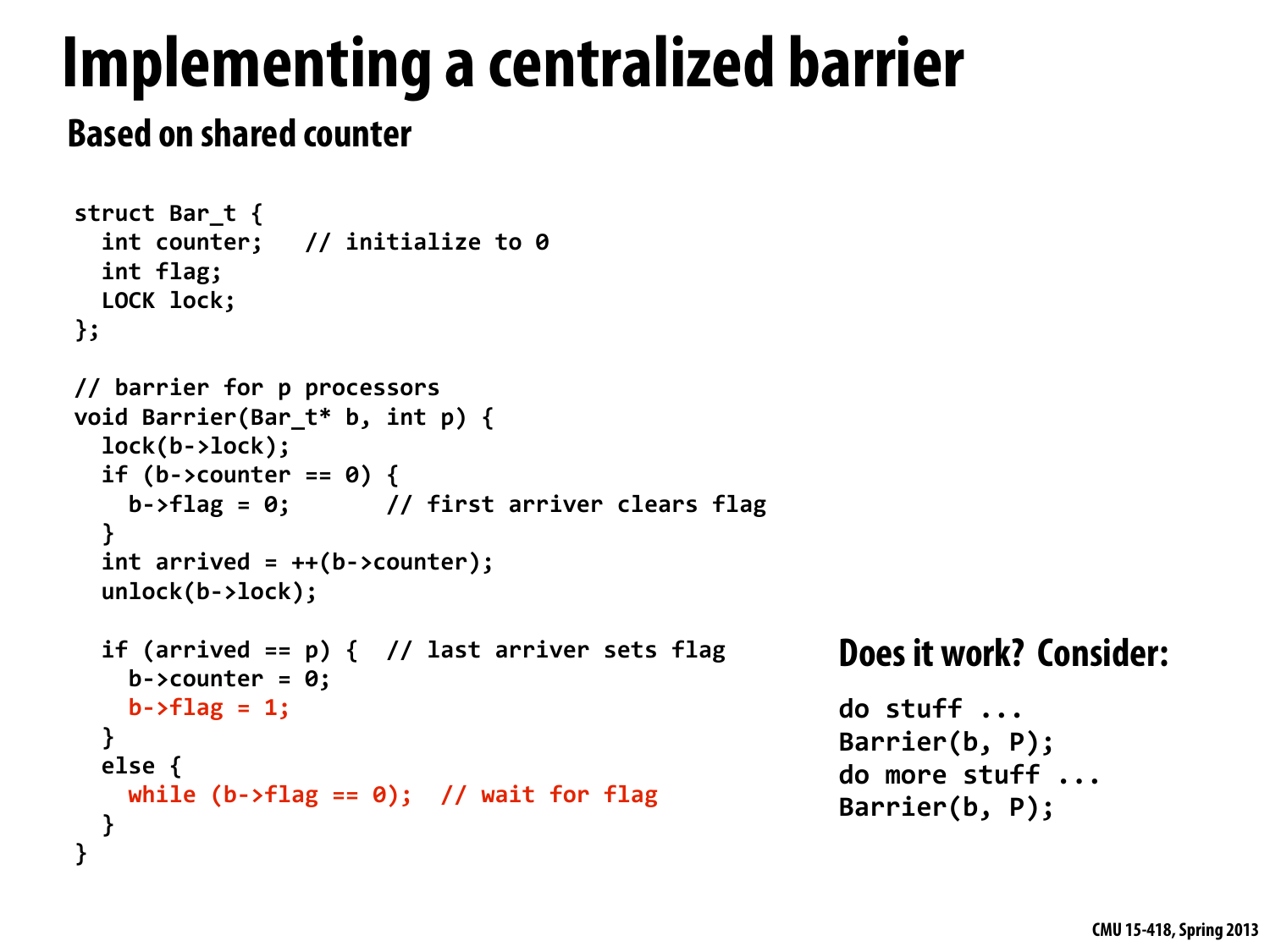# Implementing a centralized barrier

## Based on shared counter

```
struct Bar_t {
  int counter;   // initialize to 0
  int flag;
  LOCK lock;
};

// barrier for p processors
void Barrier(Bar_t* b, int p) {
  lock(b->lock);
  if (b->counter == 0) {
    b->flag = 0;       // first arriver clears flag
  }
  int arrived = ++(b->counter);
  unlock(b->lock);

  if (arrived == p) {  // last arriver sets flag
    b->counter = 0;
    b->flag = 1;
  }
  else {
    while (b->flag == 0);  // wait for flag
  }
}
```

### Does it work? Consider:

```
do stuff ...
Barrier(b, P);
do more stuff ...
Barrier(b, P);
```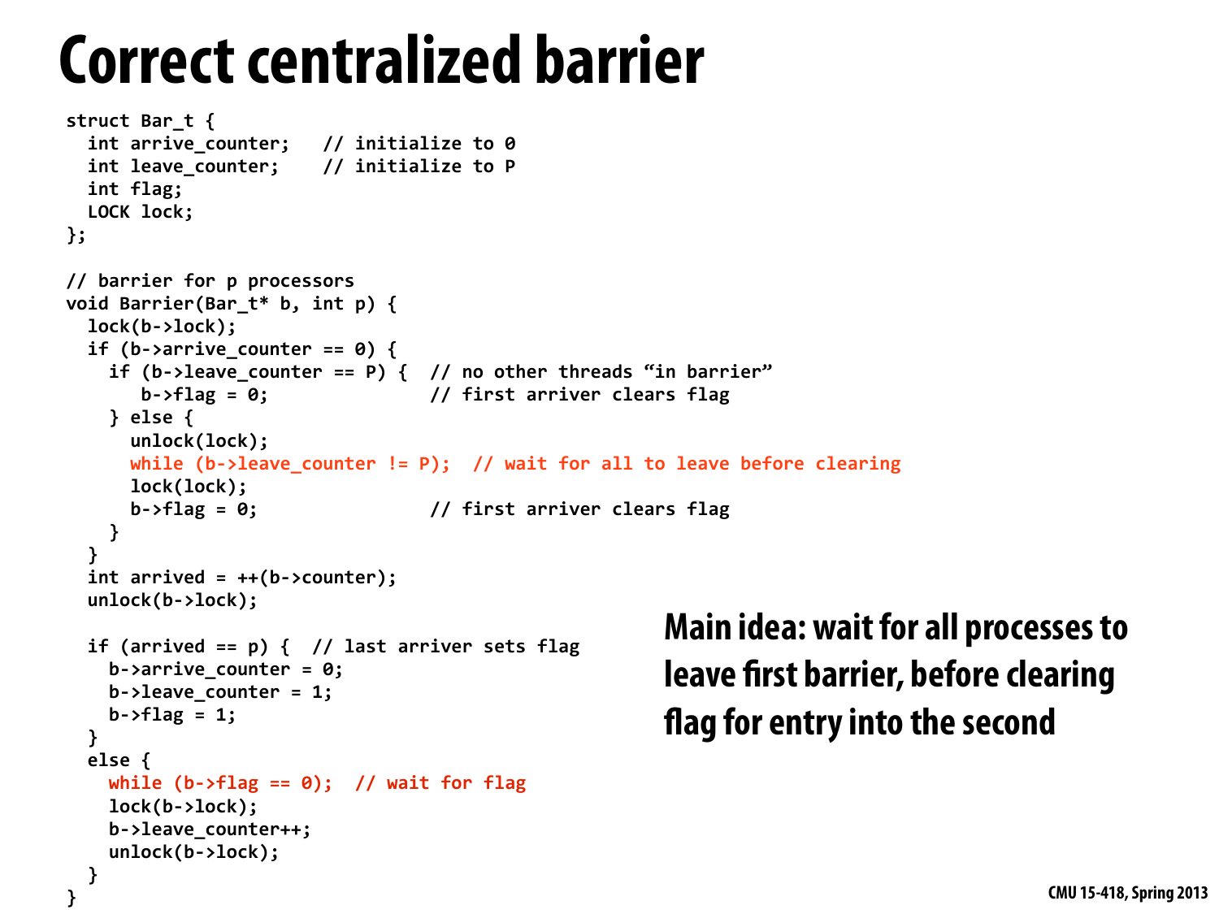# Correct centralized barrier

```
struct Bar_t {
  int arrive_counter;   // initialize to 0
  int leave_counter;    // initialize to P
  int flag;
  LOCK lock;
};

// barrier for p processors
void Barrier(Bar_t* b, int p) {
  lock(b->lock);
  if (b->arrive_counter == 0) {
    if (b->leave_counter == P) {  // no other threads "in barrier"
       b->flag = 0;               // first arriver clears flag
    } else {
      unlock(lock);
      while (b->leave_counter != P);  // wait for all to leave before clearing
      lock(lock);
      b->flag = 0;                // first arriver clears flag
    }
  }
  int arrived = ++(b->counter);
  unlock(b->lock);

  if (arrived == p) {  // last arriver sets flag
    b->arrive_counter = 0;
    b->leave_counter = 1;
    b->flag = 1;
  }
  else {
    while (b->flag == 0);  // wait for flag
    lock(b->lock);
    b->leave_counter++;
    unlock(b->lock);
  }
}
```

**Main idea: wait for all processes to leave first barrier, before clearing flag for entry into the second**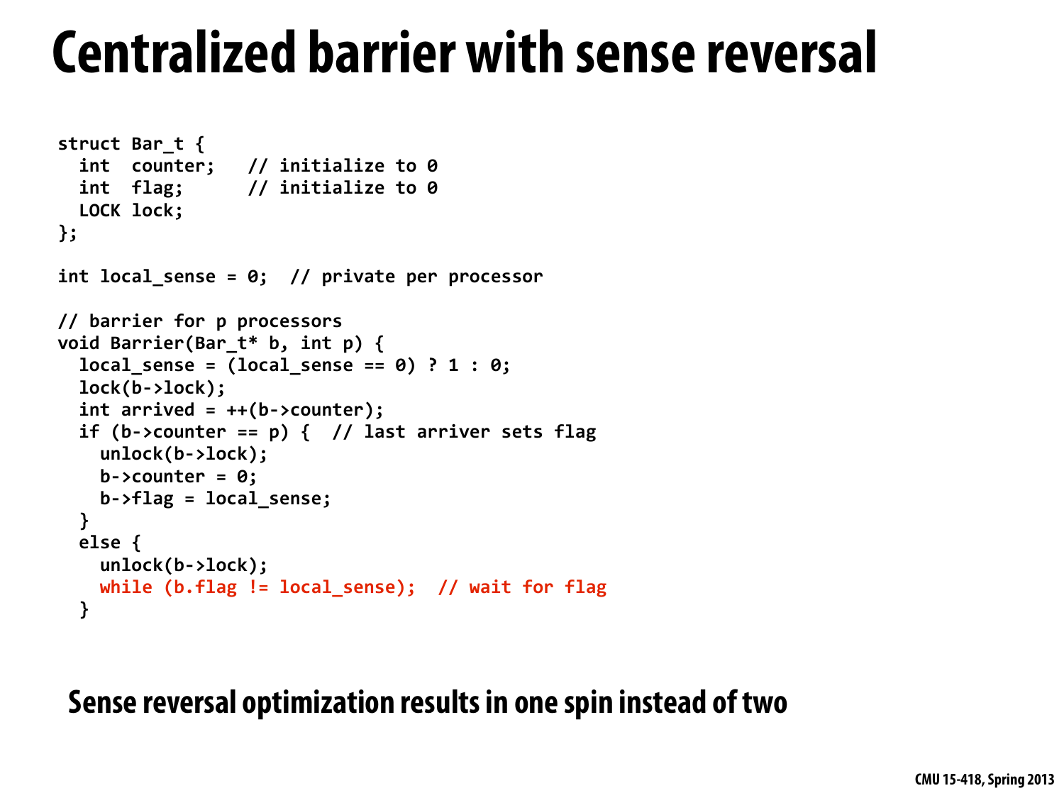# Centralized barrier with sense reversal

```
struct Bar_t {
  int  counter;   // initialize to 0
  int  flag;      // initialize to 0
  LOCK lock;
};

int local_sense = 0;  // private per processor

// barrier for p processors
void Barrier(Bar_t* b, int p) {
  local_sense = (local_sense == 0) ? 1 : 0;
  lock(b->lock);
  int arrived = ++(b->counter);
  if (b->counter == p) {  // last arriver sets flag
    unlock(b->lock);
    b->counter = 0;
    b->flag = local_sense;
  }
  else {
    unlock(b->lock);
    while (b.flag != local_sense);  // wait for flag
  }
```

**Sense reversal optimization results in one spin instead of two**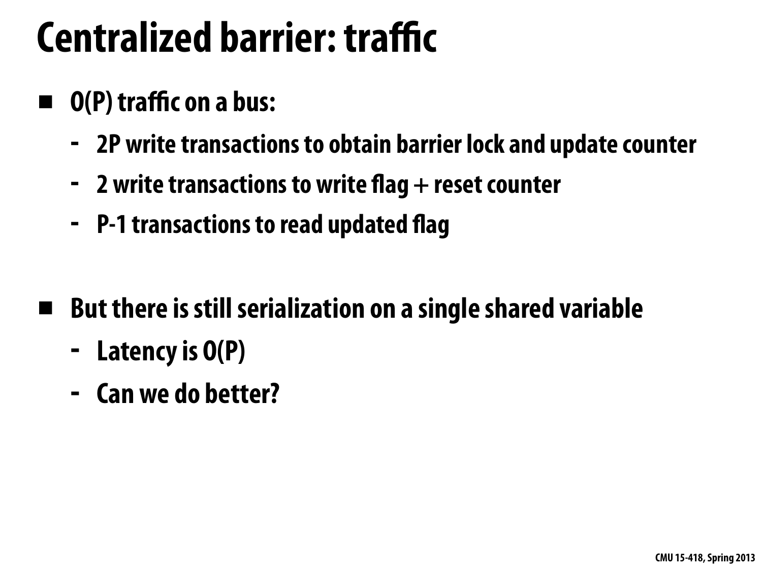# Centralized barrier: traffic

- O(P) traffic on a bus:
  - 2P write transactions to obtain barrier lock and update counter
  - 2 write transactions to write flag + reset counter
  - P-1 transactions to read updated flag

- But there is still serialization on a single shared variable
  - Latency is O(P)
  - Can we do better?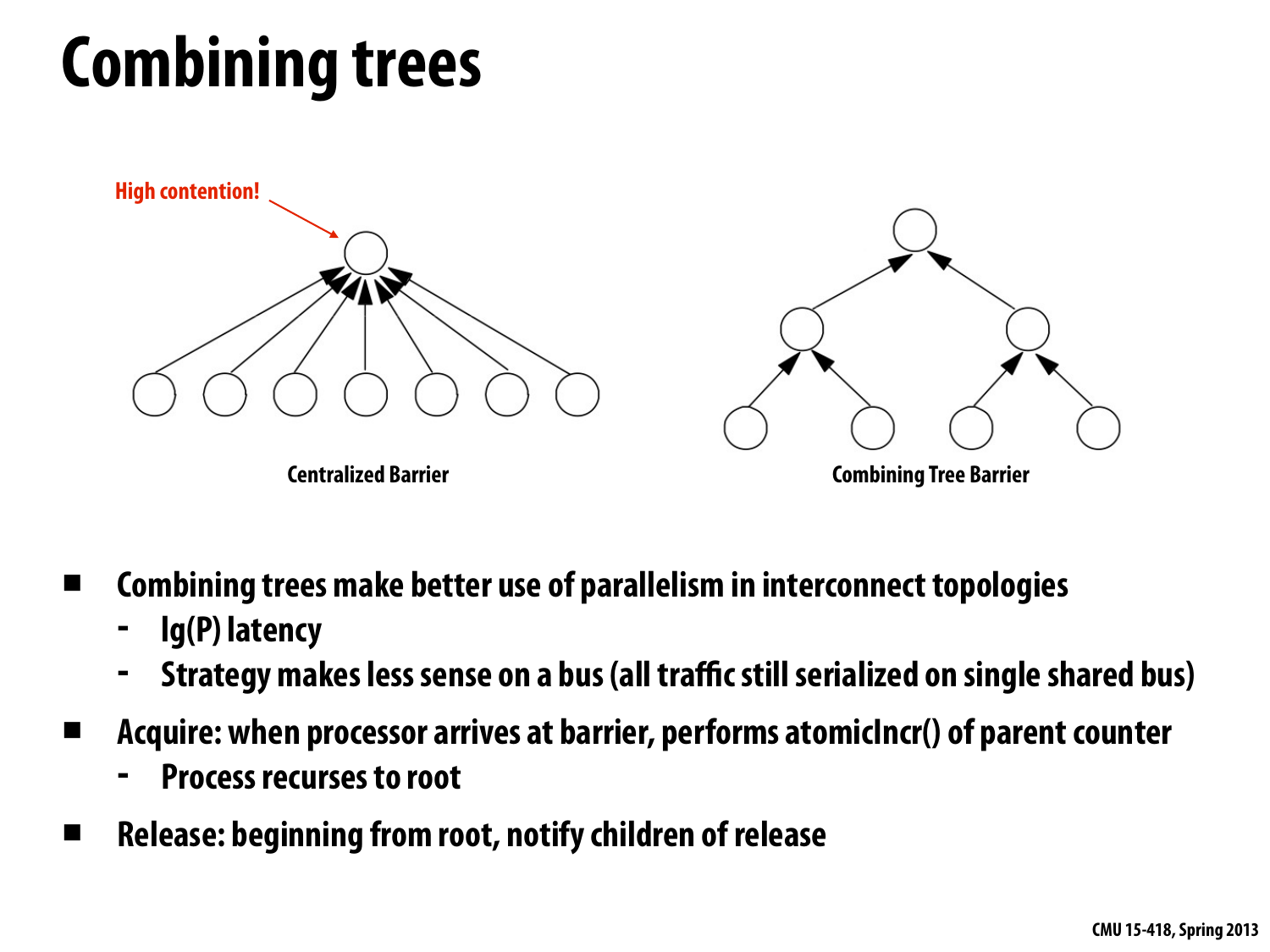# Combining trees

High contention!

Centralized Barrier

Combining Tree Barrier

- Combining trees make better use of parallelism in interconnect topologies
  - lg(P) latency
  - Strategy makes less sense on a bus (all traffic still serialized on single shared bus)
- Acquire: when processor arrives at barrier, performs atomicIncr() of parent counter
  - Process recurses to root
- Release: beginning from root, notify children of release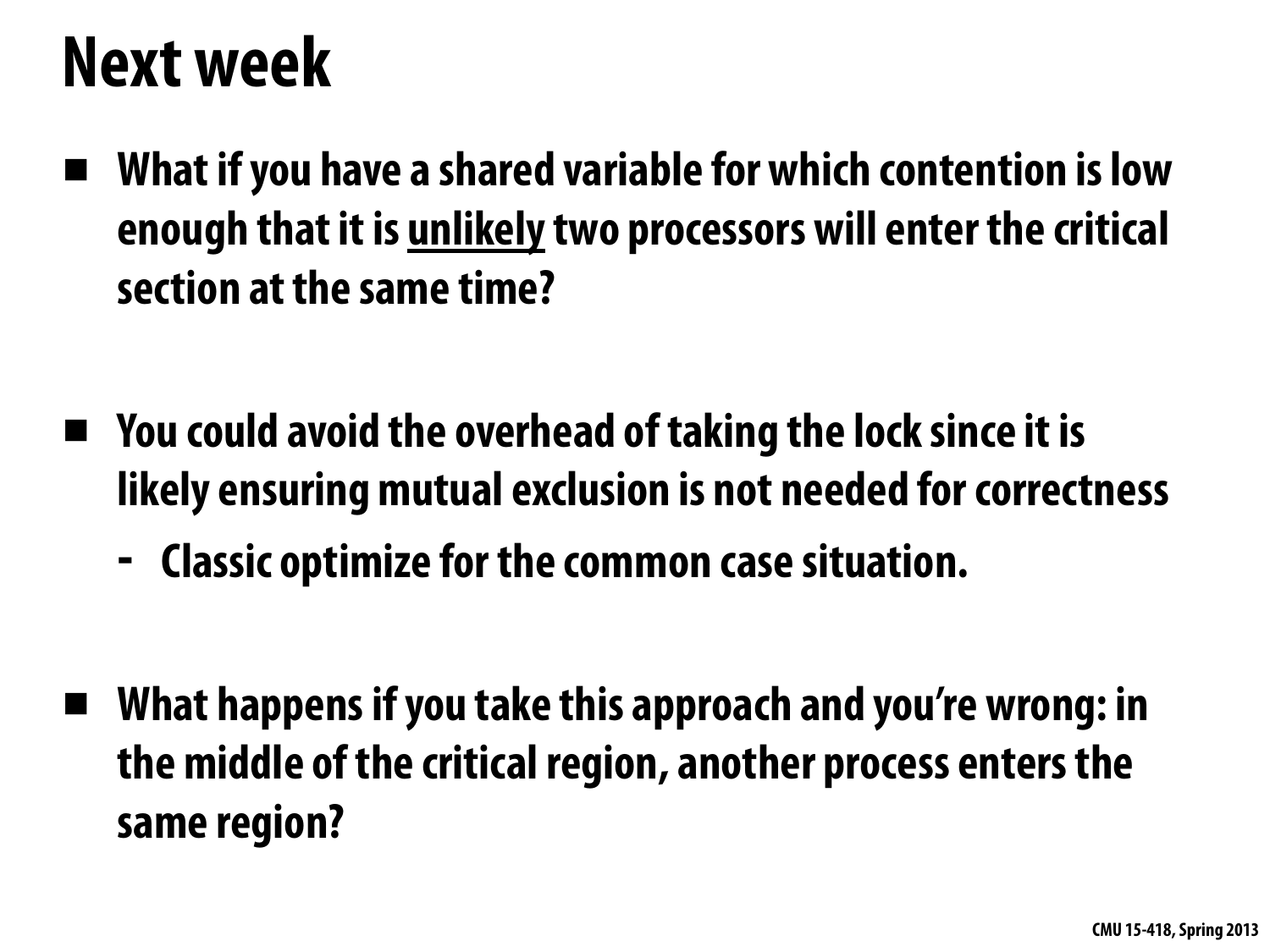# Next week

- **What if you have a shared variable for which contention is low enough that it is <u>unlikely</u> two processors will enter the critical section at the same time?**

- **You could avoid the overhead of taking the lock since it is likely ensuring mutual exclusion is not needed for correctness**
  - **Classic optimize for the common case situation.**

- **What happens if you take this approach and you're wrong: in the middle of the critical region, another process enters the same region?**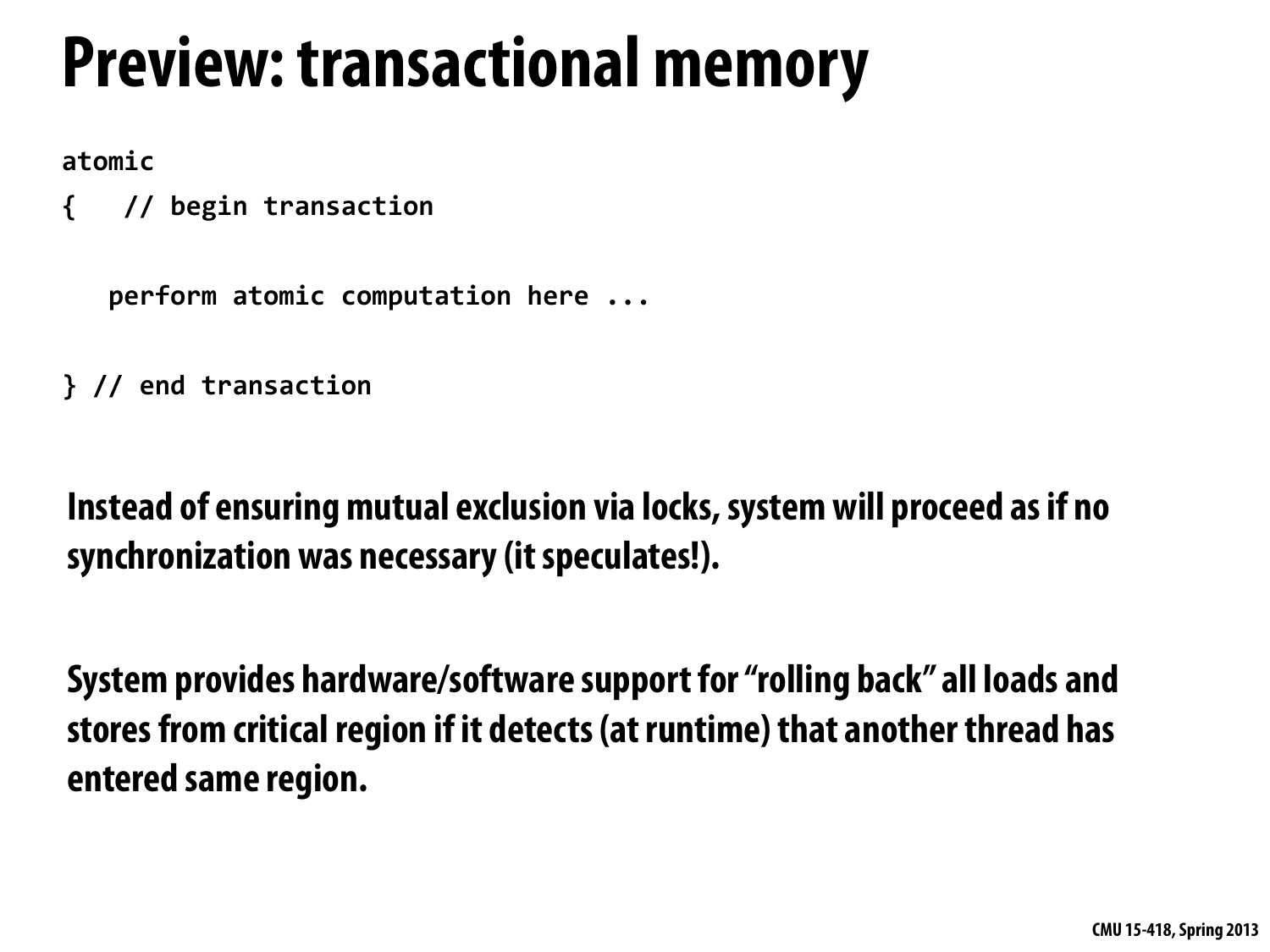# Preview: transactional memory

```
atomic
{   // begin transaction

   perform atomic computation here ...

} // end transaction
```

**Instead of ensuring mutual exclusion via locks, system will proceed as if no synchronization was necessary (it speculates!).**

**System provides hardware/software support for "rolling back" all loads and stores from critical region if it detects (at runtime) that another thread has entered same region.**